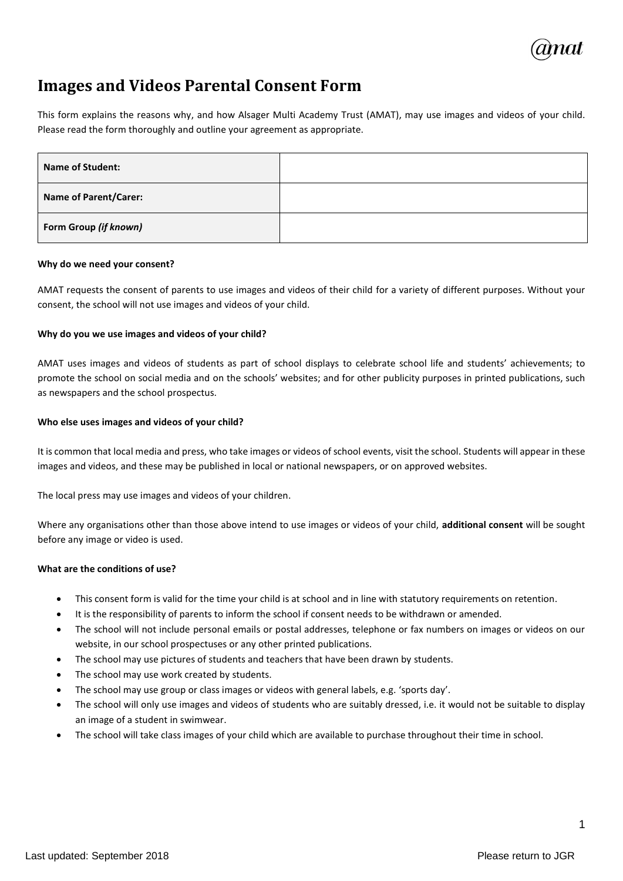# Images and Videos Parental Consent Form

This form explains the reasons why, and how Alsager Multi Academy Trust (AMAT), may use images and videos of your child. Please read the form thoroughly and outline your agreement as appropriate.

| | |
|---|---|
| **Name of Student:** | |
| **Name of Parent/Carer:** | |
| **Form Group** ***(if known)*** | |

**Why do we need your consent?**

AMAT requests the consent of parents to use images and videos of their child for a variety of different purposes. Without your consent, the school will not use images and videos of your child.

**Why do you we use images and videos of your child?**

AMAT uses images and videos of students as part of school displays to celebrate school life and students' achievements; to promote the school on social media and on the schools' websites; and for other publicity purposes in printed publications, such as newspapers and the school prospectus.

**Who else uses images and videos of your child?**

It is common that local media and press, who take images or videos of school events, visit the school. Students will appear in these images and videos, and these may be published in local or national newspapers, or on approved websites.

The local press may use images and videos of your children.

Where any organisations other than those above intend to use images or videos of your child, **additional consent** will be sought before any image or video is used.

**What are the conditions of use?**

- This consent form is valid for the time your child is at school and in line with statutory requirements on retention.
- It is the responsibility of parents to inform the school if consent needs to be withdrawn or amended.
- The school will not include personal emails or postal addresses, telephone or fax numbers on images or videos on our website, in our school prospectuses or any other printed publications.
- The school may use pictures of students and teachers that have been drawn by students.
- The school may use work created by students.
- The school may use group or class images or videos with general labels, e.g. 'sports day'.
- The school will only use images and videos of students who are suitably dressed, i.e. it would not be suitable to display an image of a student in swimwear.
- The school will take class images of your child which are available to purchase throughout their time in school.

Last updated: September 2018

Please return to JGR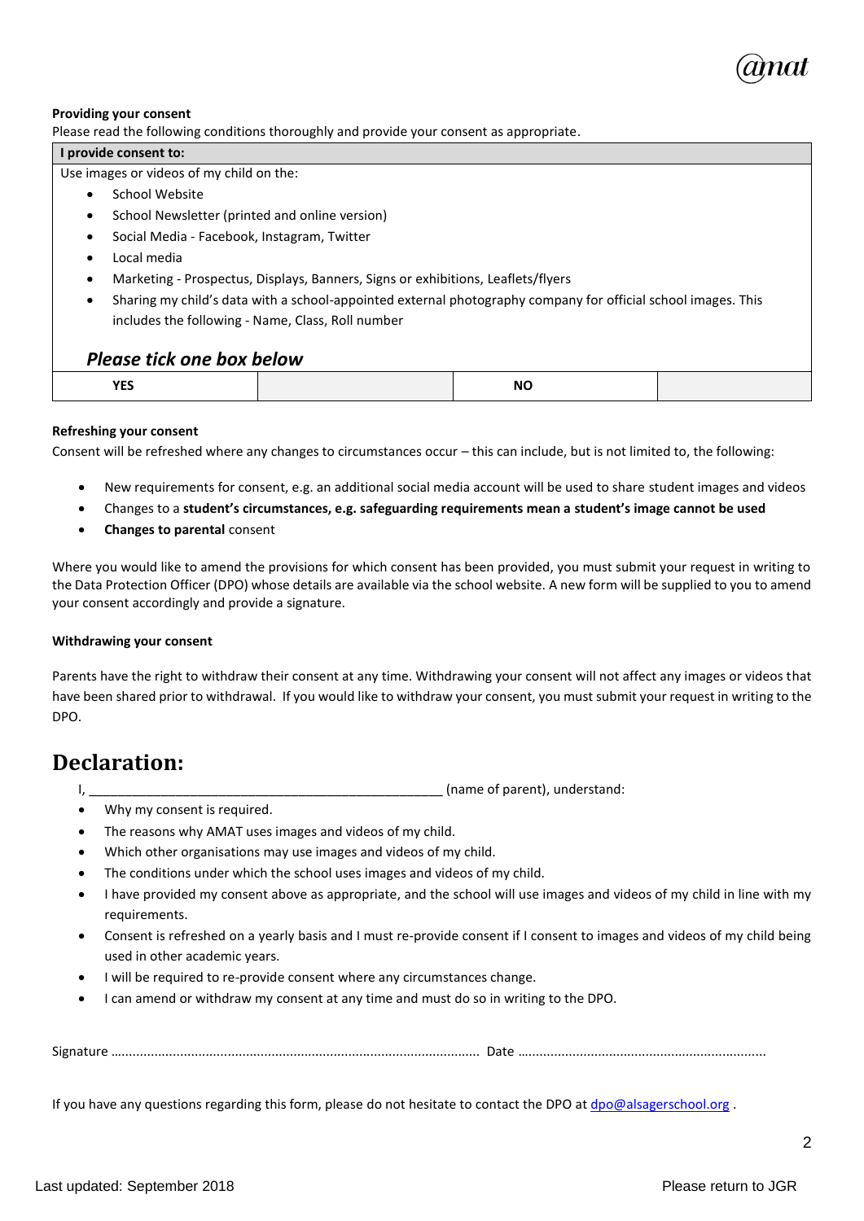**Providing your consent**

Please read the following conditions thoroughly and provide your consent as appropriate.

**I provide consent to:**

Use images or videos of my child on the:

- School Website
- School Newsletter (printed and online version)
- Social Media - Facebook, Instagram, Twitter
- Local media
- Marketing - Prospectus, Displays, Banners, Signs or exhibitions, Leaflets/flyers
- Sharing my child's data with a school-appointed external photography company for official school images. This includes the following - Name, Class, Roll number

***Please tick one box below***

| | | | |
|---|---|---|---|
| **YES** | | **NO** | |

**Refreshing your consent**

Consent will be refreshed where any changes to circumstances occur – this can include, but is not limited to, the following:

- New requirements for consent, e.g. an additional social media account will be used to share student images and videos
- Changes to a **student's circumstances, e.g. safeguarding requirements mean a student's image cannot be used**
- **Changes to parental** consent

Where you would like to amend the provisions for which consent has been provided, you must submit your request in writing to the Data Protection Officer (DPO) whose details are available via the school website. A new form will be supplied to you to amend your consent accordingly and provide a signature.

**Withdrawing your consent**

Parents have the right to withdraw their consent at any time. Withdrawing your consent will not affect any images or videos that have been shared prior to withdrawal. If you would like to withdraw your consent, you must submit your request in writing to the DPO.

# Declaration:

I, __________________________________________________ (name of parent), understand:

- Why my consent is required.
- The reasons why AMAT uses images and videos of my child.
- Which other organisations may use images and videos of my child.
- The conditions under which the school uses images and videos of my child.
- I have provided my consent above as appropriate, and the school will use images and videos of my child in line with my requirements.
- Consent is refreshed on a yearly basis and I must re-provide consent if I consent to images and videos of my child being used in other academic years.
- I will be required to re-provide consent where any circumstances change.
- I can amend or withdraw my consent at any time and must do so in writing to the DPO.

Signature ………………………………………………………………………………………. Date …………………………………………………………….

If you have any questions regarding this form, please do not hesitate to contact the DPO at dpo@alsagerschool.org .

Last updated: September 2018

Please return to JGR